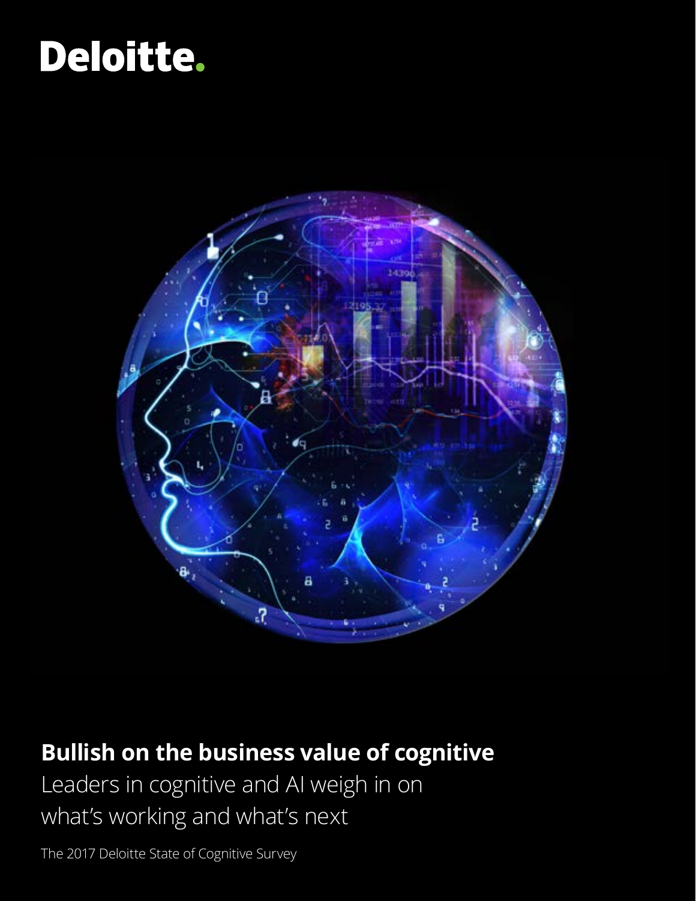Deloitte.

# Bullish on the business value of cognitive

Leaders in cognitive and AI weigh in on what's working and what's next

The 2017 Deloitte State of Cognitive Survey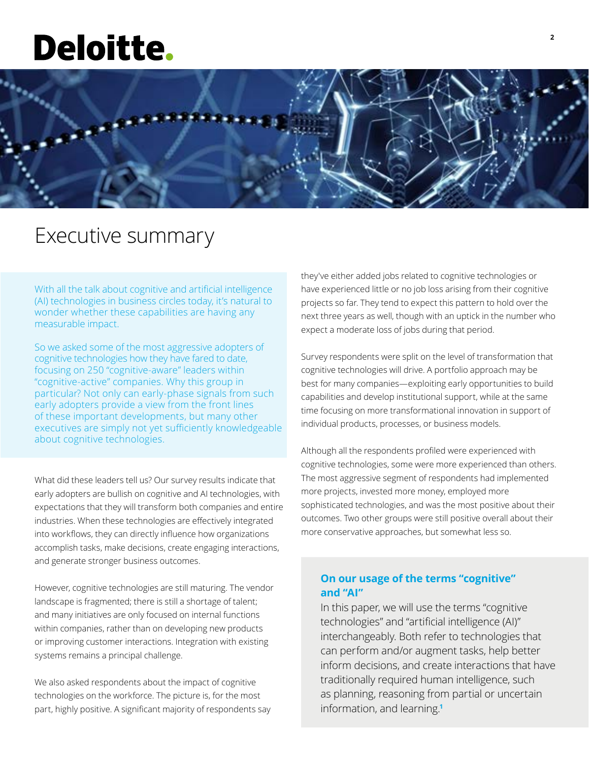# Executive summary

With all the talk about cognitive and artificial intelligence (AI) technologies in business circles today, it's natural to wonder whether these capabilities are having any measurable impact.

So we asked some of the most aggressive adopters of cognitive technologies how they have fared to date, focusing on 250 "cognitive-aware" leaders within "cognitive-active" companies. Why this group in particular? Not only can early-phase signals from such early adopters provide a view from the front lines of these important developments, but many other executives are simply not yet sufficiently knowledgeable about cognitive technologies.

What did these leaders tell us? Our survey results indicate that early adopters are bullish on cognitive and AI technologies, with expectations that they will transform both companies and entire industries. When these technologies are effectively integrated into workflows, they can directly influence how organizations accomplish tasks, make decisions, create engaging interactions, and generate stronger business outcomes.

However, cognitive technologies are still maturing. The vendor landscape is fragmented; there is still a shortage of talent; and many initiatives are only focused on internal functions within companies, rather than on developing new products or improving customer interactions. Integration with existing systems remains a principal challenge.

We also asked respondents about the impact of cognitive technologies on the workforce. The picture is, for the most part, highly positive. A significant majority of respondents say they've either added jobs related to cognitive technologies or have experienced little or no job loss arising from their cognitive projects so far. They tend to expect this pattern to hold over the next three years as well, though with an uptick in the number who expect a moderate loss of jobs during that period.

Survey respondents were split on the level of transformation that cognitive technologies will drive. A portfolio approach may be best for many companies—exploiting early opportunities to build capabilities and develop institutional support, while at the same time focusing on more transformational innovation in support of individual products, processes, or business models.

Although all the respondents profiled were experienced with cognitive technologies, some were more experienced than others. The most aggressive segment of respondents had implemented more projects, invested more money, employed more sophisticated technologies, and was the most positive about their outcomes. Two other groups were still positive overall about their more conservative approaches, but somewhat less so.

### On our usage of the terms "cognitive" and "AI"

In this paper, we will use the terms "cognitive technologies" and "artificial intelligence (AI)" interchangeably. Both refer to technologies that can perform and/or augment tasks, help better inform decisions, and create interactions that have traditionally required human intelligence, such as planning, reasoning from partial or uncertain information, and learning.[1]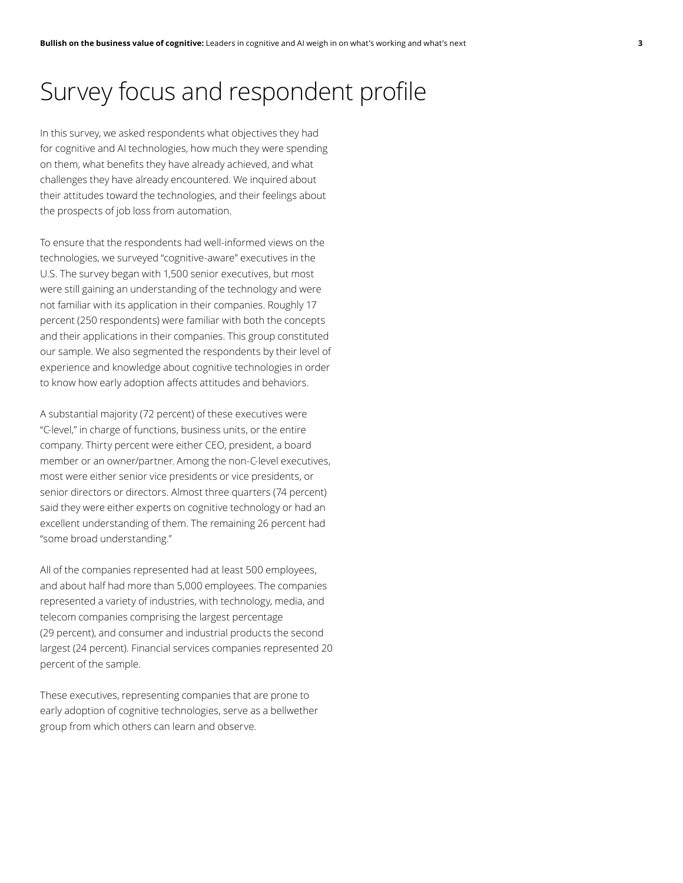# Survey focus and respondent profile

In this survey, we asked respondents what objectives they had for cognitive and AI technologies, how much they were spending on them, what benefits they have already achieved, and what challenges they have already encountered. We inquired about their attitudes toward the technologies, and their feelings about the prospects of job loss from automation.

To ensure that the respondents had well-informed views on the technologies, we surveyed "cognitive-aware" executives in the U.S. The survey began with 1,500 senior executives, but most were still gaining an understanding of the technology and were not familiar with its application in their companies. Roughly 17 percent (250 respondents) were familiar with both the concepts and their applications in their companies. This group constituted our sample. We also segmented the respondents by their level of experience and knowledge about cognitive technologies in order to know how early adoption affects attitudes and behaviors.

A substantial majority (72 percent) of these executives were "C-level," in charge of functions, business units, or the entire company. Thirty percent were either CEO, president, a board member or an owner/partner. Among the non-C-level executives, most were either senior vice presidents or vice presidents, or senior directors or directors. Almost three quarters (74 percent) said they were either experts on cognitive technology or had an excellent understanding of them. The remaining 26 percent had "some broad understanding."

All of the companies represented had at least 500 employees, and about half had more than 5,000 employees. The companies represented a variety of industries, with technology, media, and telecom companies comprising the largest percentage (29 percent), and consumer and industrial products the second largest (24 percent). Financial services companies represented 20 percent of the sample.

These executives, representing companies that are prone to early adoption of cognitive technologies, serve as a bellwether group from which others can learn and observe.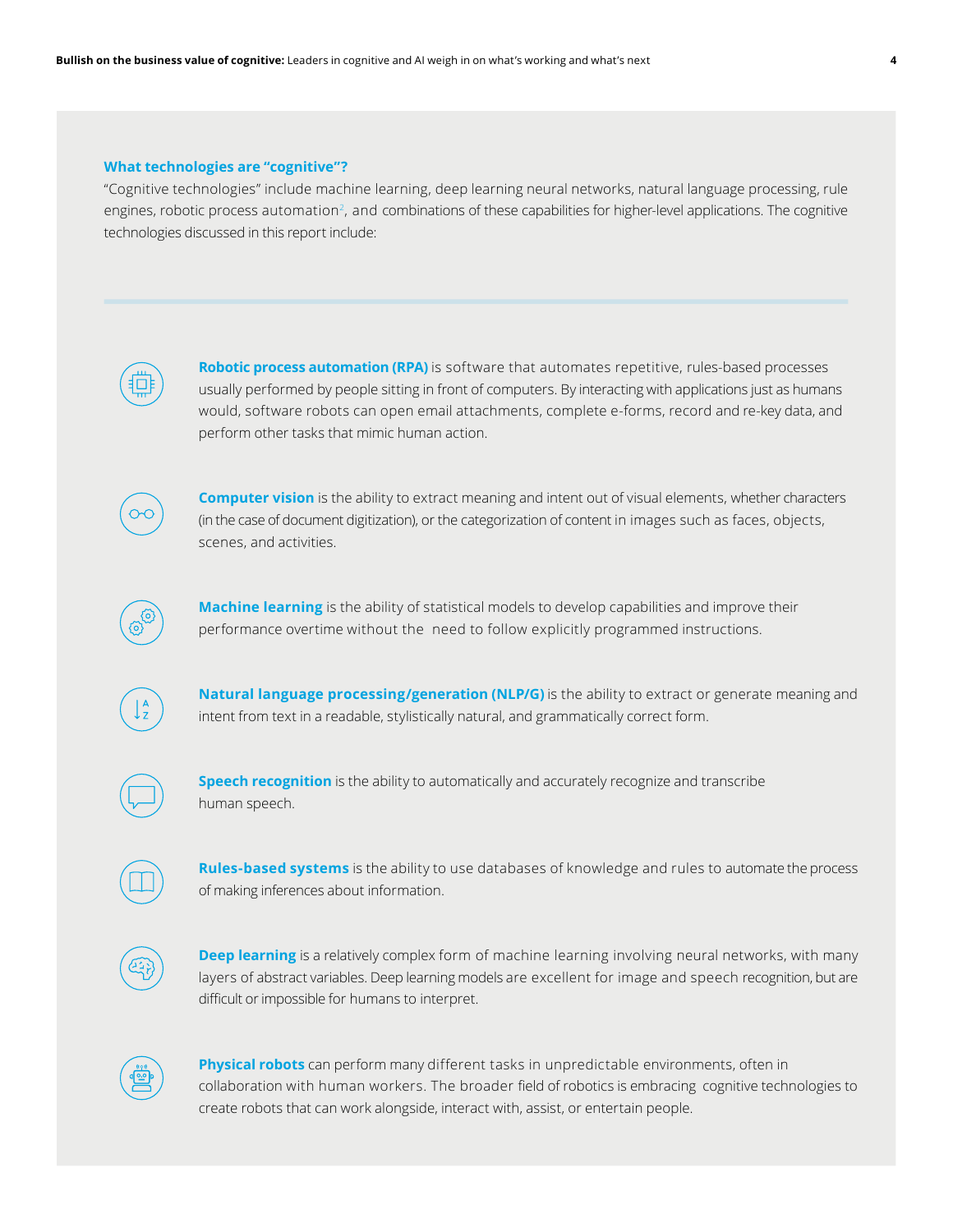### What technologies are "cognitive"?

"Cognitive technologies" include machine learning, deep learning neural networks, natural language processing, rule engines, robotic process automation[2], and combinations of these capabilities for higher-level applications. The cognitive technologies discussed in this report include:

**Robotic process automation (RPA)** is software that automates repetitive, rules-based processes usually performed by people sitting in front of computers. By interacting with applications just as humans would, software robots can open email attachments, complete e-forms, record and re-key data, and perform other tasks that mimic human action.

**Computer vision** is the ability to extract meaning and intent out of visual elements, whether characters (in the case of document digitization), or the categorization of content in images such as faces, objects, scenes, and activities.

**Machine learning** is the ability of statistical models to develop capabilities and improve their performance overtime without the need to follow explicitly programmed instructions.

**Natural language processing/generation (NLP/G)** is the ability to extract or generate meaning and intent from text in a readable, stylistically natural, and grammatically correct form.

**Speech recognition** is the ability to automatically and accurately recognize and transcribe human speech.

**Rules-based systems** is the ability to use databases of knowledge and rules to automate the process of making inferences about information.

**Deep learning** is a relatively complex form of machine learning involving neural networks, with many layers of abstract variables. Deep learning models are excellent for image and speech recognition, but are difficult or impossible for humans to interpret.

**Physical robots** can perform many different tasks in unpredictable environments, often in collaboration with human workers. The broader field of robotics is embracing cognitive technologies to create robots that can work alongside, interact with, assist, or entertain people.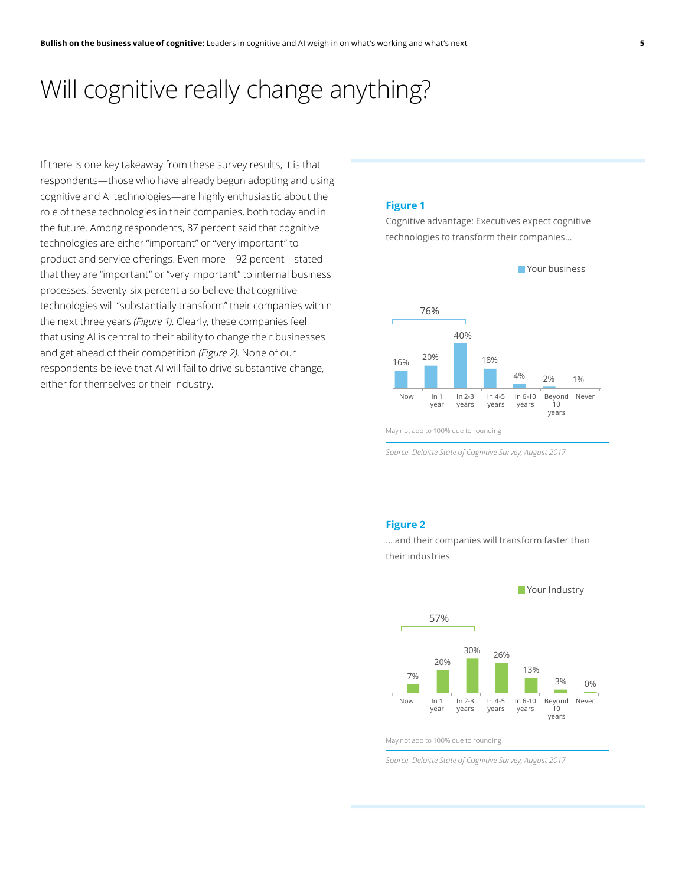# Will cognitive really change anything?

If there is one key takeaway from these survey results, it is that respondents—those who have already begun adopting and using cognitive and AI technologies—are highly enthusiastic about the role of these technologies in their companies, both today and in the future. Among respondents, 87 percent said that cognitive technologies are either "important" or "very important" to product and service offerings. Even more—92 percent—stated that they are "important" or "very important" to internal business processes. Seventy-six percent also believe that cognitive technologies will "substantially transform" their companies within the next three years *(Figure 1)*. Clearly, these companies feel that using AI is central to their ability to change their businesses and get ahead of their competition *(Figure 2)*. None of our respondents believe that AI will fail to drive substantive change, either for themselves or their industry.

**Figure 1**

Cognitive advantage: Executives expect cognitive technologies to transform their companies...

Your business

76% (Now through In 2-3 years)

| Now | In 1 year | In 2-3 years | In 4-5 years | In 6-10 years | Beyond 10 years | Never |
|---|---|---|---|---|---|---|
| 16% | 20% | 40% | 18% | 4% | 2% | 1% |

May not add to 100% due to rounding

*Source: Deloitte State of Cognitive Survey, August 2017*

**Figure 2**

... and their companies will transform faster than their industries

Your Industry

57% (Now through In 2-3 years)

| Now | In 1 year | In 2-3 years | In 4-5 years | In 6-10 years | Beyond 10 years | Never |
|---|---|---|---|---|---|---|
| 7% | 20% | 30% | 26% | 13% | 3% | 0% |

May not add to 100% due to rounding

*Source: Deloitte State of Cognitive Survey, August 2017*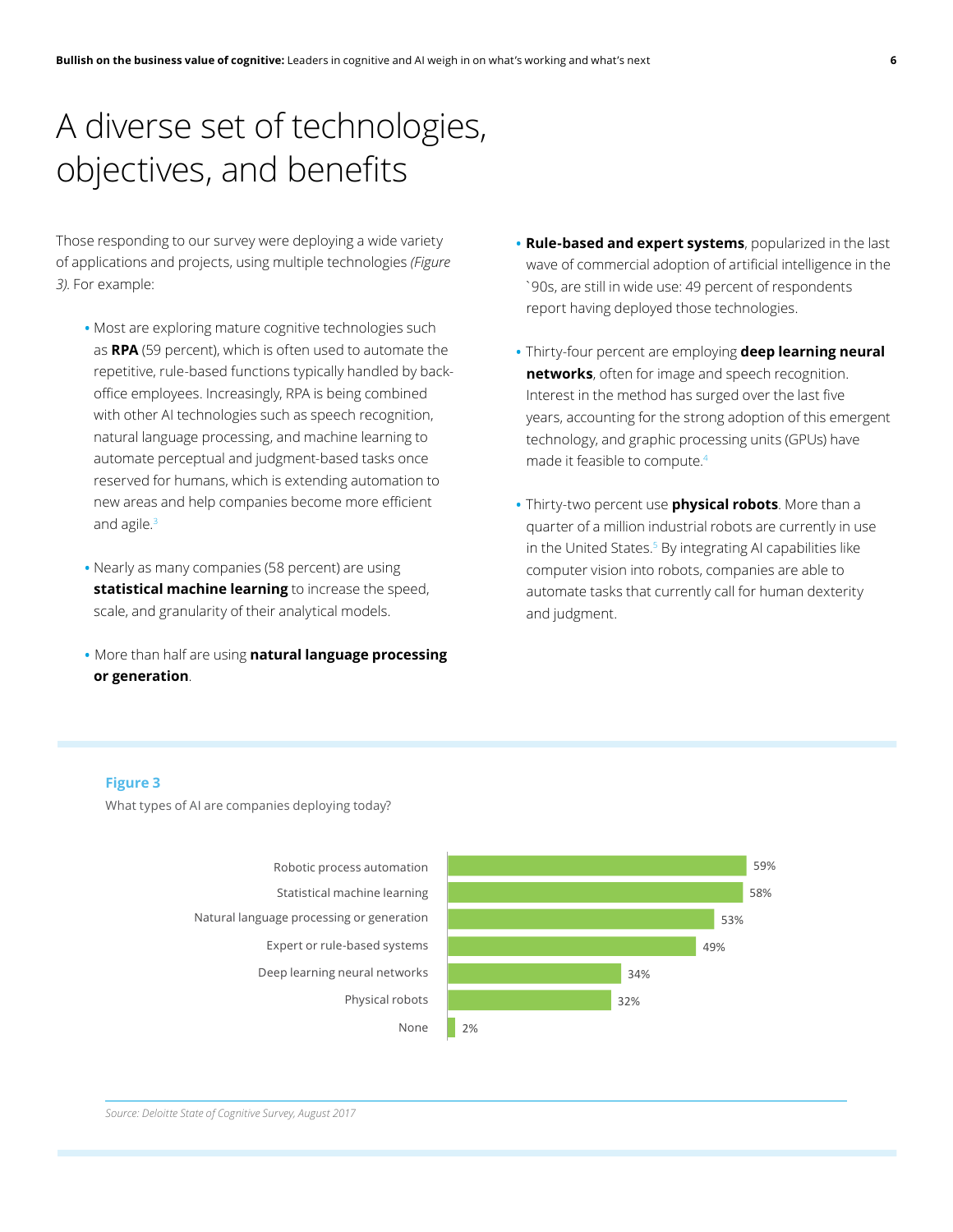# A diverse set of technologies, objectives, and benefits

Those responding to our survey were deploying a wide variety of applications and projects, using multiple technologies *(Figure 3)*. For example:

- Most are exploring mature cognitive technologies such as **RPA** (59 percent), which is often used to automate the repetitive, rule-based functions typically handled by back-office employees. Increasingly, RPA is being combined with other AI technologies such as speech recognition, natural language processing, and machine learning to automate perceptual and judgment-based tasks once reserved for humans, which is extending automation to new areas and help companies become more efficient and agile.[3]

- Nearly as many companies (58 percent) are using **statistical machine learning** to increase the speed, scale, and granularity of their analytical models.

- More than half are using **natural language processing or generation**.

- **Rule-based and expert systems**, popularized in the last wave of commercial adoption of artificial intelligence in the `90s, are still in wide use: 49 percent of respondents report having deployed those technologies.

- Thirty-four percent are employing **deep learning neural networks**, often for image and speech recognition. Interest in the method has surged over the last five years, accounting for the strong adoption of this emergent technology, and graphic processing units (GPUs) have made it feasible to compute.[4]

- Thirty-two percent use **physical robots**. More than a quarter of a million industrial robots are currently in use in the United States.[5] By integrating AI capabilities like computer vision into robots, companies are able to automate tasks that currently call for human dexterity and judgment.

**Figure 3**

What types of AI are companies deploying today?

| Type of AI | Percent |
|---|---|
| Robotic process automation | 59% |
| Statistical machine learning | 58% |
| Natural language processing or generation | 53% |
| Expert or rule-based systems | 49% |
| Deep learning neural networks | 34% |
| Physical robots | 32% |
| None | 2% |

*Source: Deloitte State of Cognitive Survey, August 2017*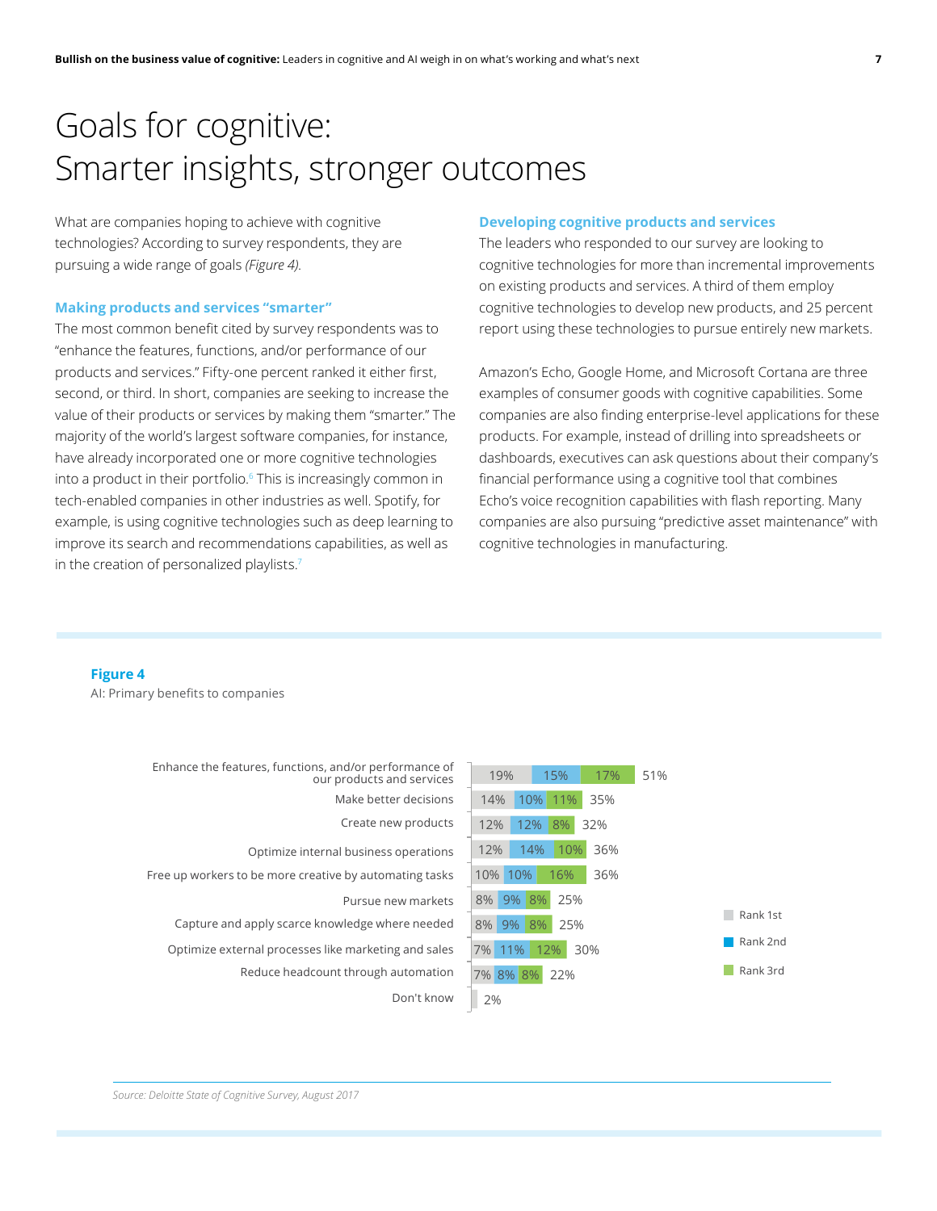# Goals for cognitive: Smarter insights, stronger outcomes

What are companies hoping to achieve with cognitive technologies? According to survey respondents, they are pursuing a wide range of goals *(Figure 4)*.

### Making products and services "smarter"

The most common benefit cited by survey respondents was to "enhance the features, functions, and/or performance of our products and services." Fifty-one percent ranked it either first, second, or third. In short, companies are seeking to increase the value of their products or services by making them "smarter." The majority of the world's largest software companies, for instance, have already incorporated one or more cognitive technologies into a product in their portfolio.[6] This is increasingly common in tech-enabled companies in other industries as well. Spotify, for example, is using cognitive technologies such as deep learning to improve its search and recommendations capabilities, as well as in the creation of personalized playlists.[7]

### Developing cognitive products and services

The leaders who responded to our survey are looking to cognitive technologies for more than incremental improvements on existing products and services. A third of them employ cognitive technologies to develop new products, and 25 percent report using these technologies to pursue entirely new markets.

Amazon's Echo, Google Home, and Microsoft Cortana are three examples of consumer goods with cognitive capabilities. Some companies are also finding enterprise-level applications for these products. For example, instead of drilling into spreadsheets or dashboards, executives can ask questions about their company's financial performance using a cognitive tool that combines Echo's voice recognition capabilities with flash reporting. Many companies are also pursuing "predictive asset maintenance" with cognitive technologies in manufacturing.

**Figure 4**

AI: Primary benefits to companies

| Benefit | Rank 1st | Rank 2nd | Rank 3rd | Total |
|---|---|---|---|---|
| Enhance the features, functions, and/or performance of our products and services | 19% | 15% | 17% | 51% |
| Make better decisions | 14% | 10% | 11% | 35% |
| Create new products | 12% | 12% | 8% | 32% |
| Optimize internal business operations | 12% | 14% | 10% | 36% |
| Free up workers to be more creative by automating tasks | 10% | 10% | 16% | 36% |
| Pursue new markets | 8% | 9% | 8% | 25% |
| Capture and apply scarce knowledge where needed | 8% | 9% | 8% | 25% |
| Optimize external processes like marketing and sales | 7% | 11% | 12% | 30% |
| Reduce headcount through automation | 7% | 8% | 8% | 22% |
| Don't know | | | | 2% |

*Source: Deloitte State of Cognitive Survey, August 2017*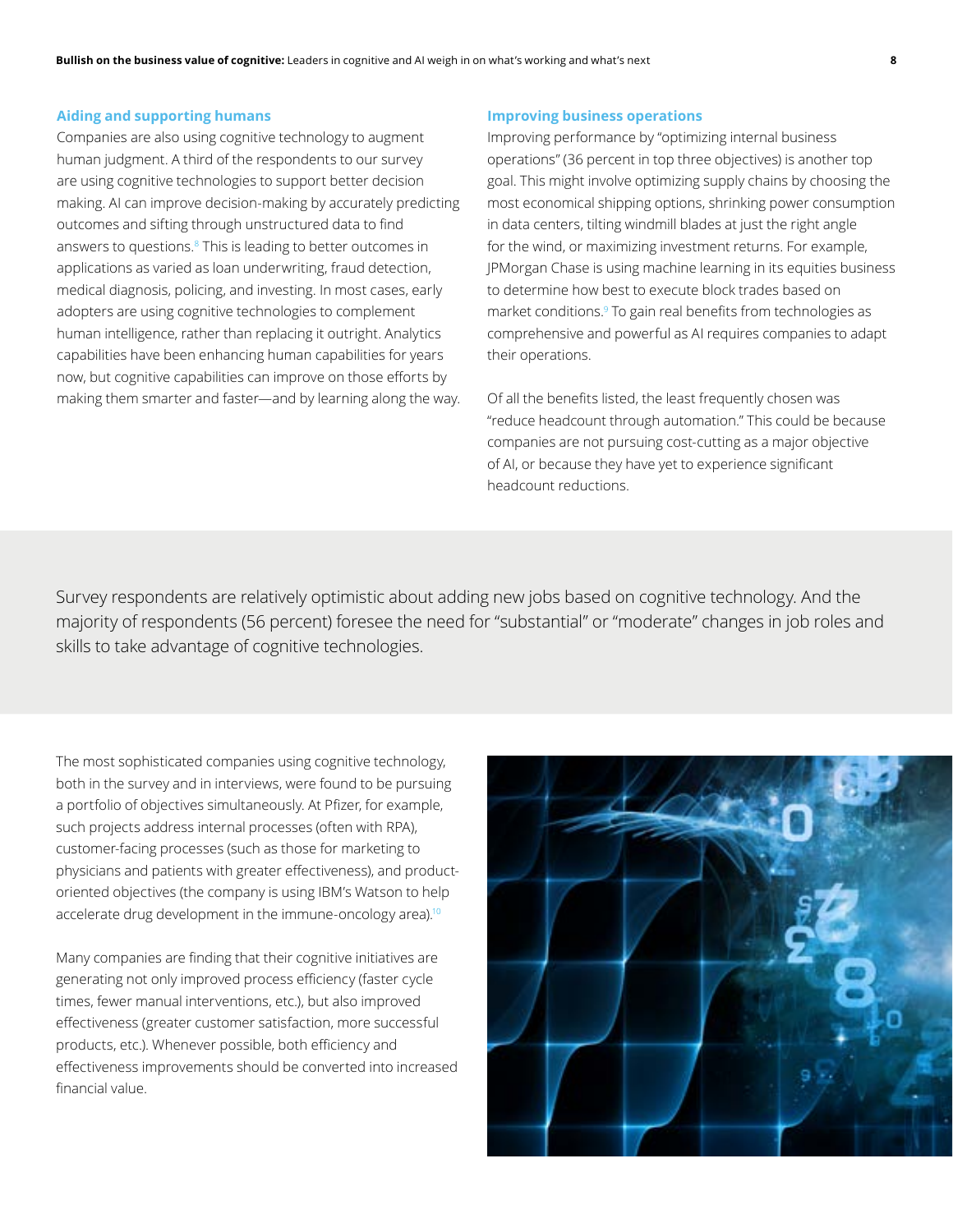### Aiding and supporting humans

Companies are also using cognitive technology to augment human judgment. A third of the respondents to our survey are using cognitive technologies to support better decision making. AI can improve decision-making by accurately predicting outcomes and sifting through unstructured data to find answers to questions.[8] This is leading to better outcomes in applications as varied as loan underwriting, fraud detection, medical diagnosis, policing, and investing. In most cases, early adopters are using cognitive technologies to complement human intelligence, rather than replacing it outright. Analytics capabilities have been enhancing human capabilities for years now, but cognitive capabilities can improve on those efforts by making them smarter and faster—and by learning along the way.

### Improving business operations

Improving performance by "optimizing internal business operations" (36 percent in top three objectives) is another top goal. This might involve optimizing supply chains by choosing the most economical shipping options, shrinking power consumption in data centers, tilting windmill blades at just the right angle for the wind, or maximizing investment returns. For example, JPMorgan Chase is using machine learning in its equities business to determine how best to execute block trades based on market conditions.[9] To gain real benefits from technologies as comprehensive and powerful as AI requires companies to adapt their operations.

Of all the benefits listed, the least frequently chosen was "reduce headcount through automation." This could be because companies are not pursuing cost-cutting as a major objective of AI, or because they have yet to experience significant headcount reductions.

Survey respondents are relatively optimistic about adding new jobs based on cognitive technology. And the majority of respondents (56 percent) foresee the need for "substantial" or "moderate" changes in job roles and skills to take advantage of cognitive technologies.

The most sophisticated companies using cognitive technology, both in the survey and in interviews, were found to be pursuing a portfolio of objectives simultaneously. At Pfizer, for example, such projects address internal processes (often with RPA), customer-facing processes (such as those for marketing to physicians and patients with greater effectiveness), and product-oriented objectives (the company is using IBM's Watson to help accelerate drug development in the immune-oncology area).[10]

Many companies are finding that their cognitive initiatives are generating not only improved process efficiency (faster cycle times, fewer manual interventions, etc.), but also improved effectiveness (greater customer satisfaction, more successful products, etc.). Whenever possible, both efficiency and effectiveness improvements should be converted into increased financial value.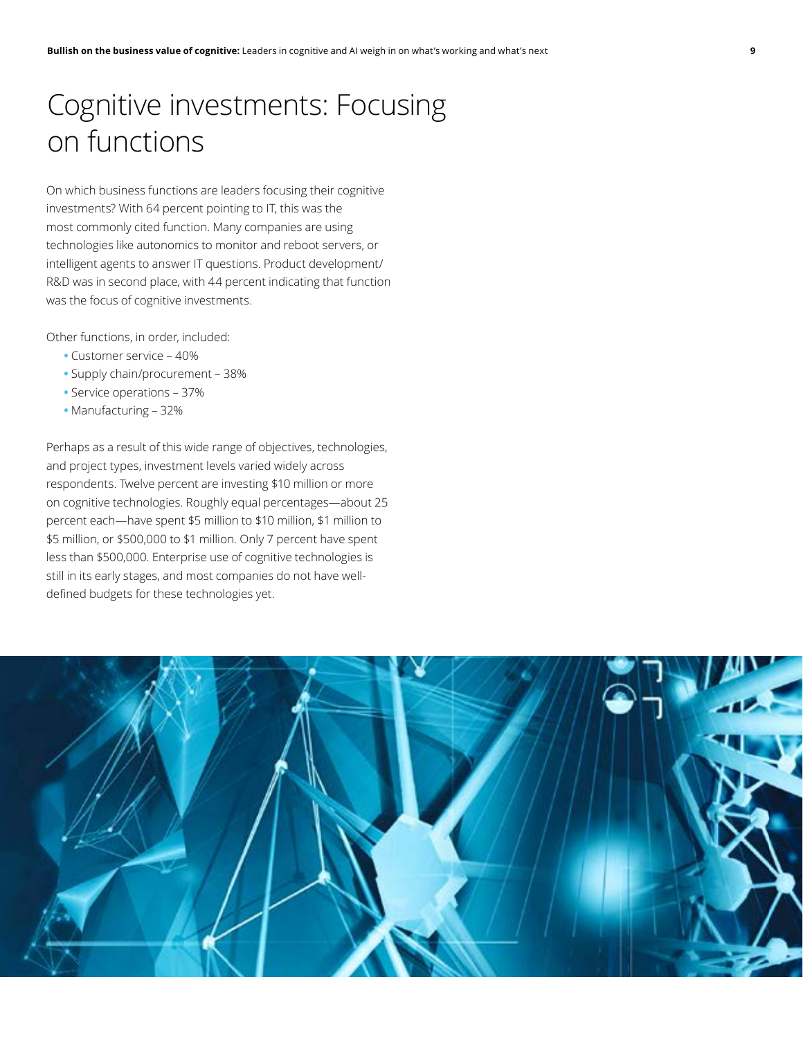# Cognitive investments: Focusing on functions

On which business functions are leaders focusing their cognitive investments? With 64 percent pointing to IT, this was the most commonly cited function. Many companies are using technologies like autonomics to monitor and reboot servers, or intelligent agents to answer IT questions. Product development/R&D was in second place, with 44 percent indicating that function was the focus of cognitive investments.

Other functions, in order, included:

- Customer service – 40%
- Supply chain/procurement – 38%
- Service operations – 37%
- Manufacturing – 32%

Perhaps as a result of this wide range of objectives, technologies, and project types, investment levels varied widely across respondents. Twelve percent are investing $10 million or more on cognitive technologies. Roughly equal percentages—about 25 percent each—have spent $5 million to $10 million, $1 million to $5 million, or $500,000 to $1 million. Only 7 percent have spent less than $500,000. Enterprise use of cognitive technologies is still in its early stages, and most companies do not have well-defined budgets for these technologies yet.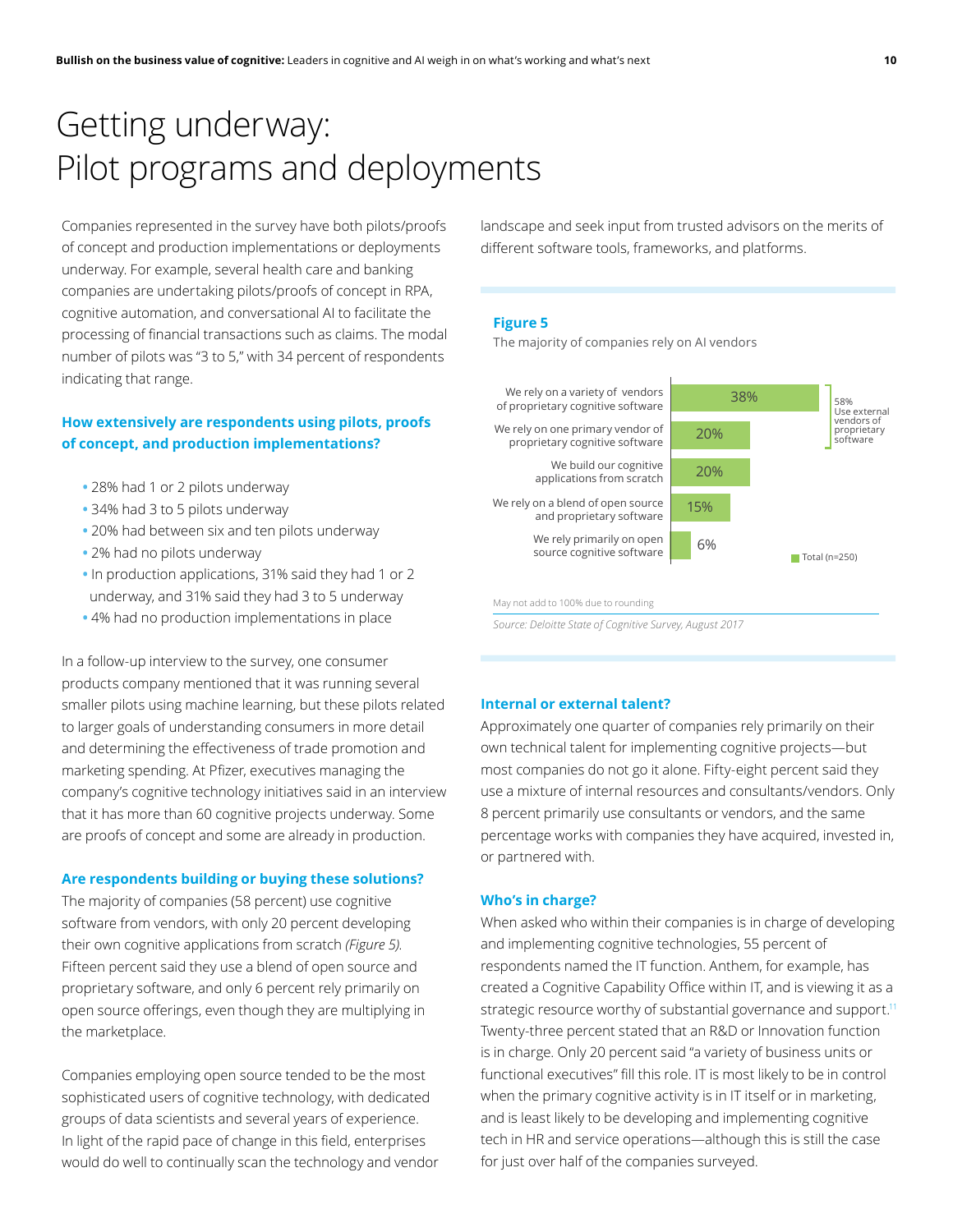# Getting underway: Pilot programs and deployments

Companies represented in the survey have both pilots/proofs of concept and production implementations or deployments underway. For example, several health care and banking companies are undertaking pilots/proofs of concept in RPA, cognitive automation, and conversational AI to facilitate the processing of financial transactions such as claims. The modal number of pilots was "3 to 5," with 34 percent of respondents indicating that range.

### How extensively are respondents using pilots, proofs of concept, and production implementations?

- 28% had 1 or 2 pilots underway
- 34% had 3 to 5 pilots underway
- 20% had between six and ten pilots underway
- 2% had no pilots underway
- In production applications, 31% said they had 1 or 2 underway, and 31% said they had 3 to 5 underway
- 4% had no production implementations in place

In a follow-up interview to the survey, one consumer products company mentioned that it was running several smaller pilots using machine learning, but these pilots related to larger goals of understanding consumers in more detail and determining the effectiveness of trade promotion and marketing spending. At Pfizer, executives managing the company's cognitive technology initiatives said in an interview that it has more than 60 cognitive projects underway. Some are proofs of concept and some are already in production.

### Are respondents building or buying these solutions?

The majority of companies (58 percent) use cognitive software from vendors, with only 20 percent developing their own cognitive applications from scratch *(Figure 5).* Fifteen percent said they use a blend of open source and proprietary software, and only 6 percent rely primarily on open source offerings, even though they are multiplying in the marketplace.

Companies employing open source tended to be the most sophisticated users of cognitive technology, with dedicated groups of data scientists and several years of experience. In light of the rapid pace of change in this field, enterprises would do well to continually scan the technology and vendor landscape and seek input from trusted advisors on the merits of different software tools, frameworks, and platforms.

**Figure 5**

The majority of companies rely on AI vendors

| Response | Total (n=250) |
|---|---|
| We rely on a variety of vendors of proprietary cognitive software | 38% |
| We rely on one primary vendor of proprietary cognitive software | 20% |
| We build our cognitive applications from scratch | 20% |
| We rely on a blend of open source and proprietary software | 15% |
| We rely primarily on open source cognitive software | 6% |

58% Use external vendors of proprietary software

May not add to 100% due to rounding

*Source: Deloitte State of Cognitive Survey, August 2017*

### Internal or external talent?

Approximately one quarter of companies rely primarily on their own technical talent for implementing cognitive projects—but most companies do not go it alone. Fifty-eight percent said they use a mixture of internal resources and consultants/vendors. Only 8 percent primarily use consultants or vendors, and the same percentage works with companies they have acquired, invested in, or partnered with.

### Who's in charge?

When asked who within their companies is in charge of developing and implementing cognitive technologies, 55 percent of respondents named the IT function. Anthem, for example, has created a Cognitive Capability Office within IT, and is viewing it as a strategic resource worthy of substantial governance and support.[11] Twenty-three percent stated that an R&D or Innovation function is in charge. Only 20 percent said "a variety of business units or functional executives" fill this role. IT is most likely to be in control when the primary cognitive activity is in IT itself or in marketing, and is least likely to be developing and implementing cognitive tech in HR and service operations—although this is still the case for just over half of the companies surveyed.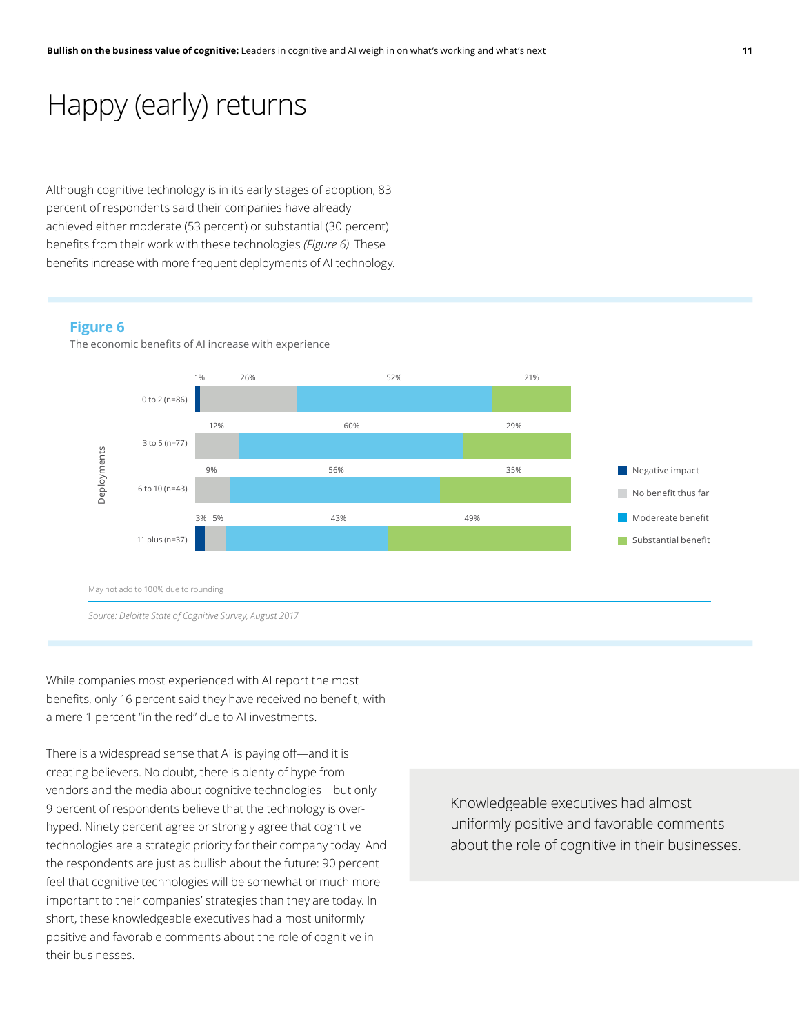# Happy (early) returns

Although cognitive technology is in its early stages of adoption, 83 percent of respondents said their companies have already achieved either moderate (53 percent) or substantial (30 percent) benefits from their work with these technologies *(Figure 6)*. These benefits increase with more frequent deployments of AI technology.

**Figure 6**

The economic benefits of AI increase with experience

| Deployments | Negative impact | No benefit thus far | Modereate benefit | Substantial benefit |
|---|---|---|---|---|
| 0 to 2 (n=86) | 1% | 26% | 52% | 21% |
| 3 to 5 (n=77) | | 12% | 60% | 29% |
| 6 to 10 (n=43) | | 9% | 56% | 35% |
| 11 plus (n=37) | 3% | 5% | 43% | 49% |

May not add to 100% due to rounding

*Source: Deloitte State of Cognitive Survey, August 2017*

While companies most experienced with AI report the most benefits, only 16 percent said they have received no benefit, with a mere 1 percent "in the red" due to AI investments.

There is a widespread sense that AI is paying off—and it is creating believers. No doubt, there is plenty of hype from vendors and the media about cognitive technologies—but only 9 percent of respondents believe that the technology is over-hyped. Ninety percent agree or strongly agree that cognitive technologies are a strategic priority for their company today. And the respondents are just as bullish about the future: 90 percent feel that cognitive technologies will be somewhat or much more important to their companies' strategies than they are today. In short, these knowledgeable executives had almost uniformly positive and favorable comments about the role of cognitive in their businesses.

> Knowledgeable executives had almost uniformly positive and favorable comments about the role of cognitive in their businesses.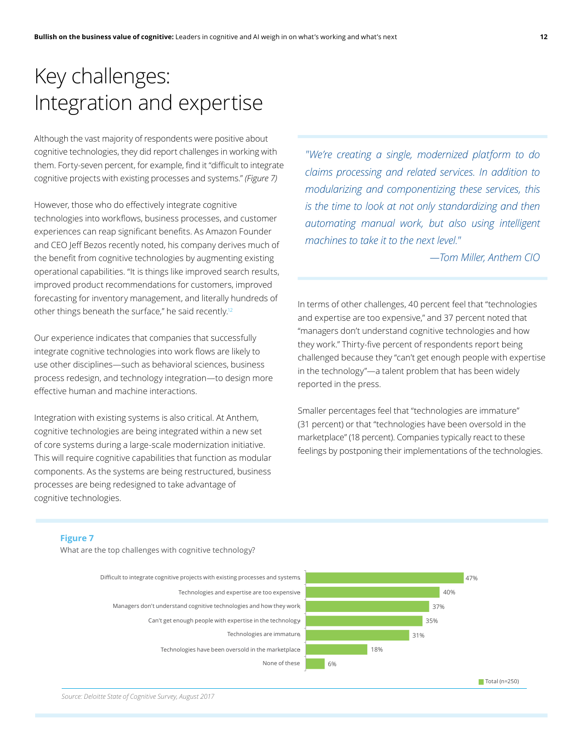# Key challenges: Integration and expertise

Although the vast majority of respondents were positive about cognitive technologies, they did report challenges in working with them. Forty-seven percent, for example, find it "difficult to integrate cognitive projects with existing processes and systems." *(Figure 7)*

However, those who do effectively integrate cognitive technologies into workflows, business processes, and customer experiences can reap significant benefits. As Amazon Founder and CEO Jeff Bezos recently noted, his company derives much of the benefit from cognitive technologies by augmenting existing operational capabilities. "It is things like improved search results, improved product recommendations for customers, improved forecasting for inventory management, and literally hundreds of other things beneath the surface," he said recently.[12]

Our experience indicates that companies that successfully integrate cognitive technologies into work flows are likely to use other disciplines—such as behavioral sciences, business process redesign, and technology integration—to design more effective human and machine interactions.

Integration with existing systems is also critical. At Anthem, cognitive technologies are being integrated within a new set of core systems during a large-scale modernization initiative. This will require cognitive capabilities that function as modular components. As the systems are being restructured, business processes are being redesigned to take advantage of cognitive technologies.

> *"We're creating a single, modernized platform to do claims processing and related services. In addition to modularizing and componentizing these services, this is the time to look at not only standardizing and then automating manual work, but also using intelligent machines to take it to the next level."*
>
> *—Tom Miller, Anthem CIO*

In terms of other challenges, 40 percent feel that "technologies and expertise are too expensive," and 37 percent noted that "managers don't understand cognitive technologies and how they work." Thirty-five percent of respondents report being challenged because they "can't get enough people with expertise in the technology"—a talent problem that has been widely reported in the press.

Smaller percentages feel that "technologies are immature" (31 percent) or that "technologies have been oversold in the marketplace" (18 percent). Companies typically react to these feelings by postponing their implementations of the technologies.

**Figure 7**

What are the top challenges with cognitive technology?

| Challenge | Total (n=250) |
|---|---|
| Difficult to integrate cognitive projects with existing processes and systems | 47% |
| Technologies and expertise are too expensive | 40% |
| Managers don't understand cognitive technologies and how they work | 37% |
| Can't get enough people with expertise in the technology | 35% |
| Technologies are immature | 31% |
| Technologies have been oversold in the marketplace | 18% |
| None of these | 6% |

*Source: Deloitte State of Cognitive Survey, August 2017*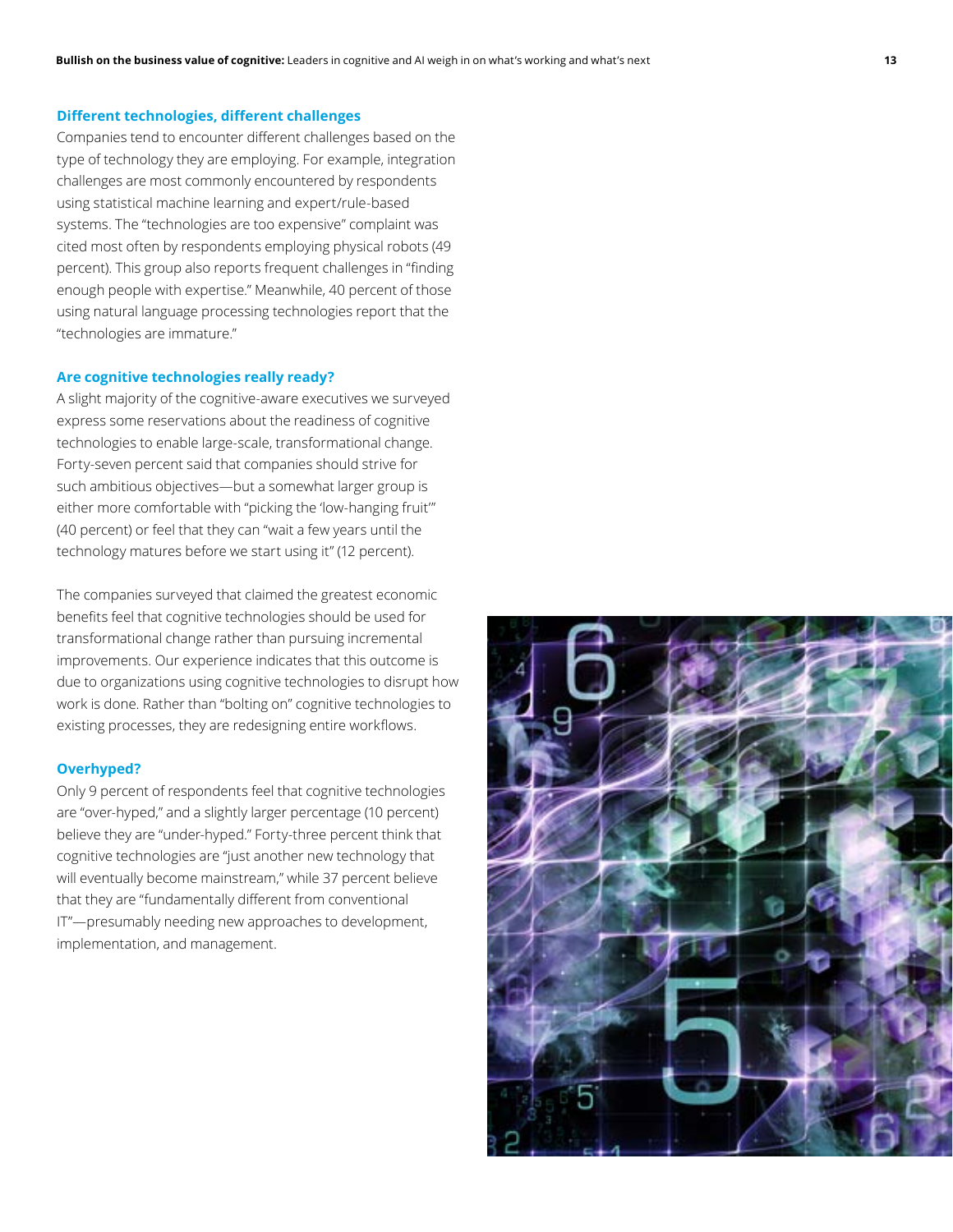### Different technologies, different challenges

Companies tend to encounter different challenges based on the type of technology they are employing. For example, integration challenges are most commonly encountered by respondents using statistical machine learning and expert/rule-based systems. The "technologies are too expensive" complaint was cited most often by respondents employing physical robots (49 percent). This group also reports frequent challenges in "finding enough people with expertise." Meanwhile, 40 percent of those using natural language processing technologies report that the "technologies are immature."

### Are cognitive technologies really ready?

A slight majority of the cognitive-aware executives we surveyed express some reservations about the readiness of cognitive technologies to enable large-scale, transformational change. Forty-seven percent said that companies should strive for such ambitious objectives—but a somewhat larger group is either more comfortable with "picking the 'low-hanging fruit'" (40 percent) or feel that they can "wait a few years until the technology matures before we start using it" (12 percent).

The companies surveyed that claimed the greatest economic benefits feel that cognitive technologies should be used for transformational change rather than pursuing incremental improvements. Our experience indicates that this outcome is due to organizations using cognitive technologies to disrupt how work is done. Rather than "bolting on" cognitive technologies to existing processes, they are redesigning entire workflows.

### Overhyped?

Only 9 percent of respondents feel that cognitive technologies are "over-hyped," and a slightly larger percentage (10 percent) believe they are "under-hyped." Forty-three percent think that cognitive technologies are "just another new technology that will eventually become mainstream," while 37 percent believe that they are "fundamentally different from conventional IT"—presumably needing new approaches to development, implementation, and management.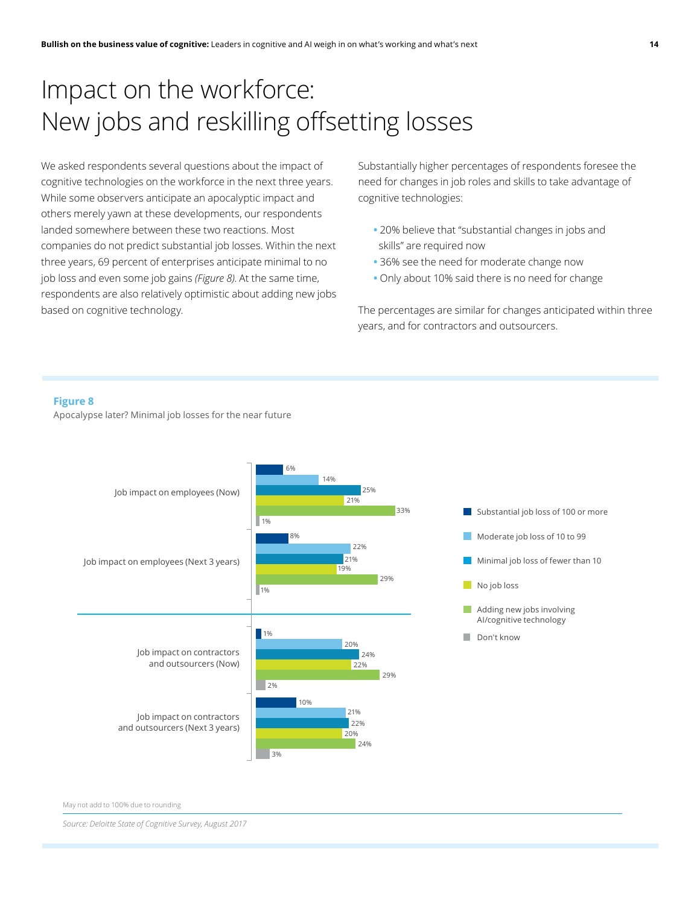# Impact on the workforce: New jobs and reskilling offsetting losses

We asked respondents several questions about the impact of cognitive technologies on the workforce in the next three years. While some observers anticipate an apocalyptic impact and others merely yawn at these developments, our respondents landed somewhere between these two reactions. Most companies do not predict substantial job losses. Within the next three years, 69 percent of enterprises anticipate minimal to no job loss and even some job gains *(Figure 8)*. At the same time, respondents are also relatively optimistic about adding new jobs based on cognitive technology.

Substantially higher percentages of respondents foresee the need for changes in job roles and skills to take advantage of cognitive technologies:

- 20% believe that "substantial changes in jobs and skills" are required now
- 36% see the need for moderate change now
- Only about 10% said there is no need for change

The percentages are similar for changes anticipated within three years, and for contractors and outsourcers.

**Figure 8**

Apocalypse later? Minimal job losses for the near future

| | Substantial job loss of 100 or more | Moderate job loss of 10 to 99 | Minimal job loss of fewer than 10 | No job loss | Adding new jobs involving AI/cognitive technology | Don't know |
|---|---|---|---|---|---|---|
| Job impact on employees (Now) | 6% | 14% | 25% | 21% | 33% | 1% |
| Job impact on employees (Next 3 years) | 8% | 22% | 21% | 19% | 29% | 1% |
| Job impact on contractors and outsourcers (Now) | 1% | 20% | 24% | 22% | 29% | 2% |
| Job impact on contractors and outsourcers (Next 3 years) | 10% | 21% | 22% | 20% | 24% | 3% |

May not add to 100% due to rounding

*Source: Deloitte State of Cognitive Survey, August 2017*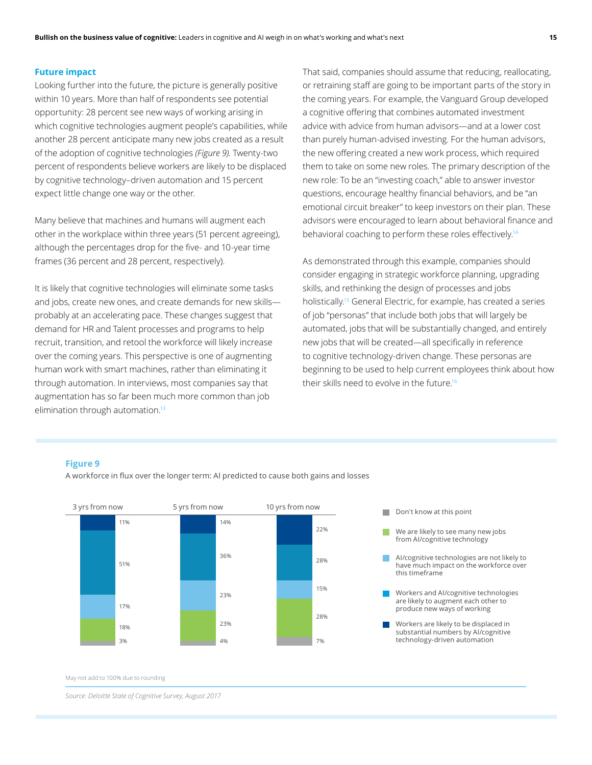## Future impact

Looking further into the future, the picture is generally positive within 10 years. More than half of respondents see potential opportunity: 28 percent see new ways of working arising in which cognitive technologies augment people's capabilities, while another 28 percent anticipate many new jobs created as a result of the adoption of cognitive technologies *(Figure 9).* Twenty-two percent of respondents believe workers are likely to be displaced by cognitive technology–driven automation and 15 percent expect little change one way or the other.

Many believe that machines and humans will augment each other in the workplace within three years (51 percent agreeing), although the percentages drop for the five- and 10-year time frames (36 percent and 28 percent, respectively).

It is likely that cognitive technologies will eliminate some tasks and jobs, create new ones, and create demands for new skills—probably at an accelerating pace. These changes suggest that demand for HR and Talent processes and programs to help recruit, transition, and retool the workforce will likely increase over the coming years. This perspective is one of augmenting human work with smart machines, rather than eliminating it through automation. In interviews, most companies say that augmentation has so far been much more common than job elimination through automation.[13]

That said, companies should assume that reducing, reallocating, or retraining staff are going to be important parts of the story in the coming years. For example, the Vanguard Group developed a cognitive offering that combines automated investment advice with advice from human advisors—and at a lower cost than purely human-advised investing. For the human advisors, the new offering created a new work process, which required them to take on some new roles. The primary description of the new role: To be an "investing coach," able to answer investor questions, encourage healthy financial behaviors, and be "an emotional circuit breaker" to keep investors on their plan. These advisors were encouraged to learn about behavioral finance and behavioral coaching to perform these roles effectively.[14]

As demonstrated through this example, companies should consider engaging in strategic workforce planning, upgrading skills, and rethinking the design of processes and jobs holistically.[15] General Electric, for example, has created a series of job "personas" that include both jobs that will largely be automated, jobs that will be substantially changed, and entirely new jobs that will be created—all specifically in reference to cognitive technology-driven change. These personas are beginning to be used to help current employees think about how their skills need to evolve in the future.[16]

**Figure 9**

A workforce in flux over the longer term: AI predicted to cause both gains and losses

| | 3 yrs from now | 5 yrs from now | 10 yrs from now |
|---|---|---|---|
| Workers are likely to be displaced in substantial numbers by AI/cognitive technology-driven automation | 11% | 14% | 22% |
| Workers and AI/cognitive technologies are likely to augment each other to produce new ways of working | 51% | 36% | 28% |
| AI/cognitive technologies are not likely to have much impact on the workforce over this timeframe | 17% | 23% | 15% |
| We are likely to see many new jobs from AI/cognitive technology | 18% | 23% | 28% |
| Don't know at this point | 3% | 4% | 7% |

May not add to 100% due to rounding

*Source: Deloitte State of Cognitive Survey, August 2017*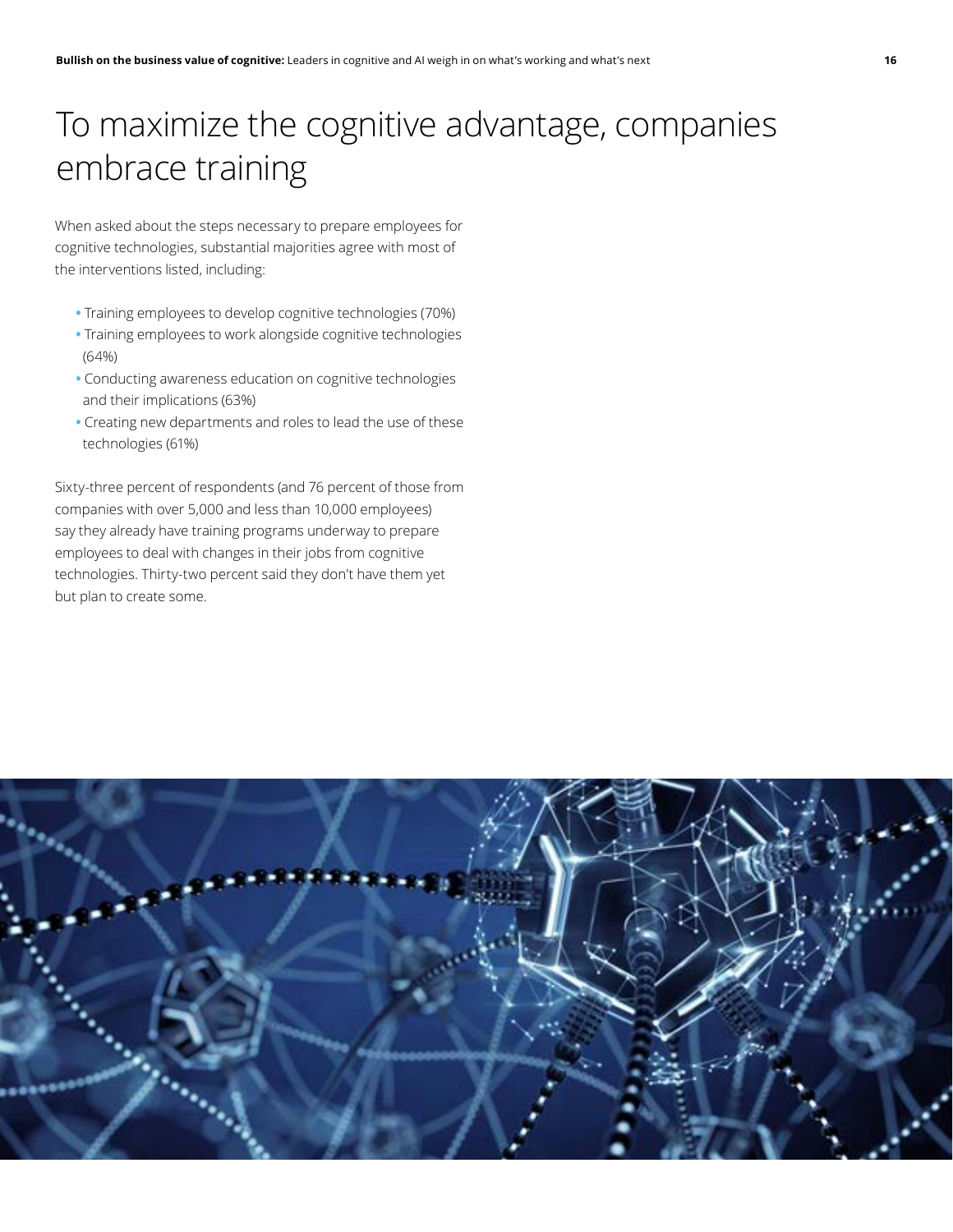# To maximize the cognitive advantage, companies embrace training

When asked about the steps necessary to prepare employees for cognitive technologies, substantial majorities agree with most of the interventions listed, including:

- Training employees to develop cognitive technologies (70%)
- Training employees to work alongside cognitive technologies (64%)
- Conducting awareness education on cognitive technologies and their implications (63%)
- Creating new departments and roles to lead the use of these technologies (61%)

Sixty-three percent of respondents (and 76 percent of those from companies with over 5,000 and less than 10,000 employees) say they already have training programs underway to prepare employees to deal with changes in their jobs from cognitive technologies. Thirty-two percent said they don't have them yet but plan to create some.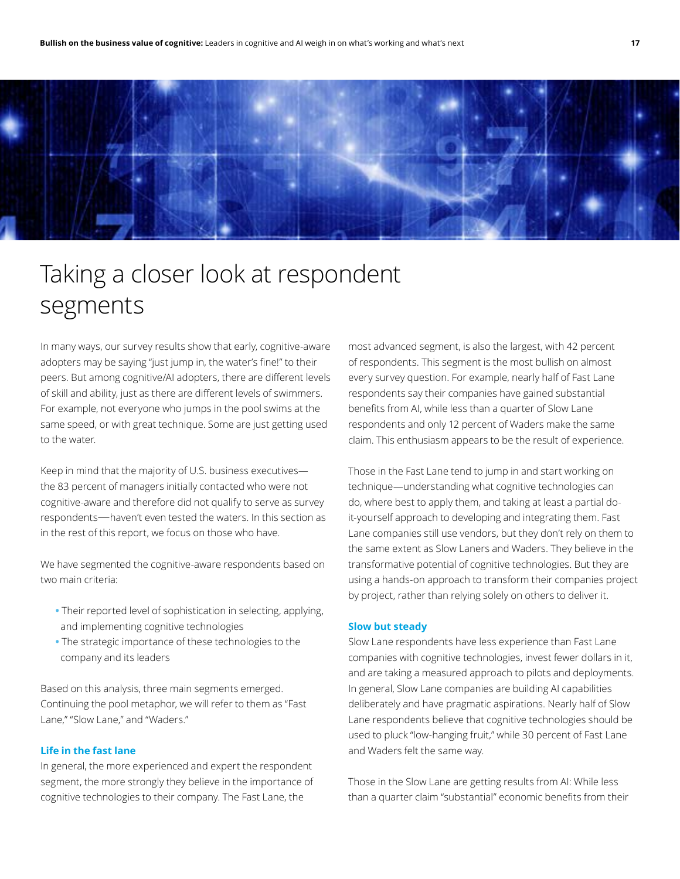# Taking a closer look at respondent segments

In many ways, our survey results show that early, cognitive-aware adopters may be saying "just jump in, the water's fine!" to their peers. But among cognitive/AI adopters, there are different levels of skill and ability, just as there are different levels of swimmers. For example, not everyone who jumps in the pool swims at the same speed, or with great technique. Some are just getting used to the water.

Keep in mind that the majority of U.S. business executives—the 83 percent of managers initially contacted who were not cognitive-aware and therefore did not qualify to serve as survey respondents—haven't even tested the waters. In this section as in the rest of this report, we focus on those who have.

We have segmented the cognitive-aware respondents based on two main criteria:

- Their reported level of sophistication in selecting, applying, and implementing cognitive technologies
- The strategic importance of these technologies to the company and its leaders

Based on this analysis, three main segments emerged. Continuing the pool metaphor, we will refer to them as "Fast Lane," "Slow Lane," and "Waders."

### Life in the fast lane

In general, the more experienced and expert the respondent segment, the more strongly they believe in the importance of cognitive technologies to their company. The Fast Lane, the most advanced segment, is also the largest, with 42 percent of respondents. This segment is the most bullish on almost every survey question. For example, nearly half of Fast Lane respondents say their companies have gained substantial benefits from AI, while less than a quarter of Slow Lane respondents and only 12 percent of Waders make the same claim. This enthusiasm appears to be the result of experience.

Those in the Fast Lane tend to jump in and start working on technique—understanding what cognitive technologies can do, where best to apply them, and taking at least a partial do-it-yourself approach to developing and integrating them. Fast Lane companies still use vendors, but they don't rely on them to the same extent as Slow Laners and Waders. They believe in the transformative potential of cognitive technologies. But they are using a hands-on approach to transform their companies project by project, rather than relying solely on others to deliver it.

### Slow but steady

Slow Lane respondents have less experience than Fast Lane companies with cognitive technologies, invest fewer dollars in it, and are taking a measured approach to pilots and deployments. In general, Slow Lane companies are building AI capabilities deliberately and have pragmatic aspirations. Nearly half of Slow Lane respondents believe that cognitive technologies should be used to pluck "low-hanging fruit," while 30 percent of Fast Lane and Waders felt the same way.

Those in the Slow Lane are getting results from AI: While less than a quarter claim "substantial" economic benefits from their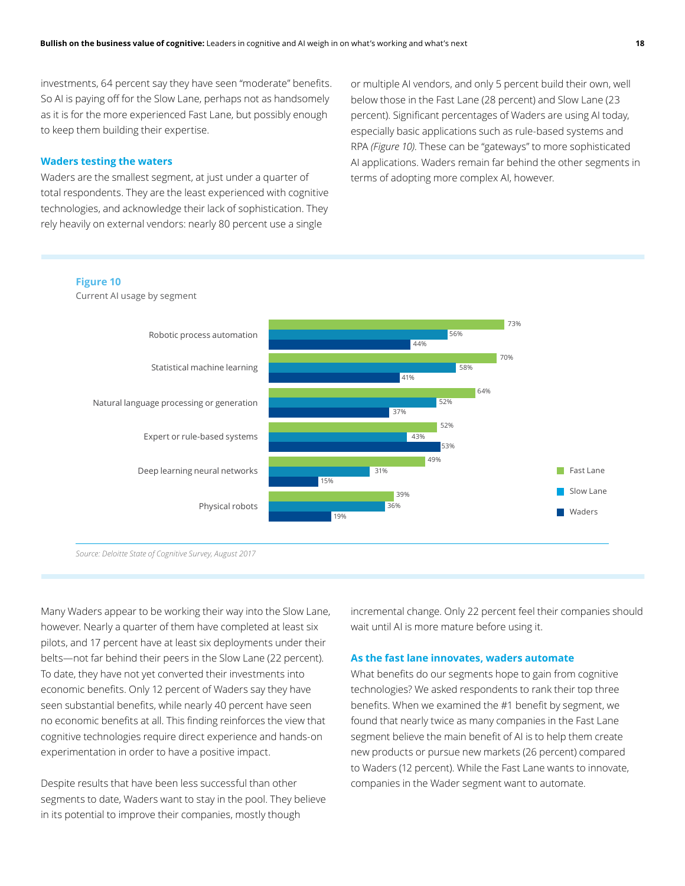investments, 64 percent say they have seen "moderate" benefits. So AI is paying off for the Slow Lane, perhaps not as handsomely as it is for the more experienced Fast Lane, but possibly enough to keep them building their expertise.

### Waders testing the waters

Waders are the smallest segment, at just under a quarter of total respondents. They are the least experienced with cognitive technologies, and acknowledge their lack of sophistication. They rely heavily on external vendors: nearly 80 percent use a single or multiple AI vendors, and only 5 percent build their own, well below those in the Fast Lane (28 percent) and Slow Lane (23 percent). Significant percentages of Waders are using AI today, especially basic applications such as rule-based systems and RPA *(Figure 10)*. These can be "gateways" to more sophisticated AI applications. Waders remain far behind the other segments in terms of adopting more complex AI, however.

**Figure 10**

Current AI usage by segment

| | Fast Lane | Slow Lane | Waders |
|---|---|---|---|
| Robotic process automation | 73% | 56% | 44% |
| Statistical machine learning | 70% | 58% | 41% |
| Natural language processing or generation | 64% | 52% | 37% |
| Expert or rule-based systems | 52% | 43% | 53% |
| Deep learning neural networks | 49% | 31% | 15% |
| Physical robots | 39% | 36% | 19% |

*Source: Deloitte State of Cognitive Survey, August 2017*

Many Waders appear to be working their way into the Slow Lane, however. Nearly a quarter of them have completed at least six pilots, and 17 percent have at least six deployments under their belts—not far behind their peers in the Slow Lane (22 percent). To date, they have not yet converted their investments into economic benefits. Only 12 percent of Waders say they have seen substantial benefits, while nearly 40 percent have seen no economic benefits at all. This finding reinforces the view that cognitive technologies require direct experience and hands-on experimentation in order to have a positive impact.

Despite results that have been less successful than other segments to date, Waders want to stay in the pool. They believe in its potential to improve their companies, mostly though incremental change. Only 22 percent feel their companies should wait until AI is more mature before using it.

### As the fast lane innovates, waders automate

What benefits do our segments hope to gain from cognitive technologies? We asked respondents to rank their top three benefits. When we examined the #1 benefit by segment, we found that nearly twice as many companies in the Fast Lane segment believe the main benefit of AI is to help them create new products or pursue new markets (26 percent) compared to Waders (12 percent). While the Fast Lane wants to innovate, companies in the Wader segment want to automate.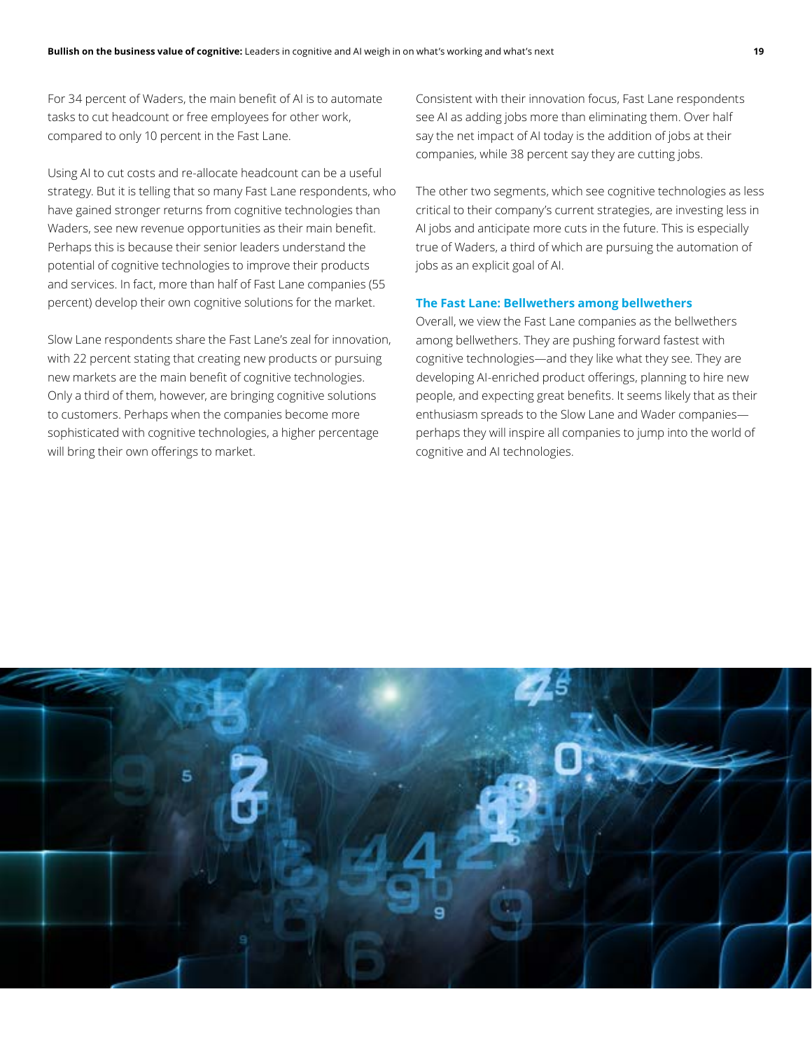For 34 percent of Waders, the main benefit of AI is to automate tasks to cut headcount or free employees for other work, compared to only 10 percent in the Fast Lane.

Using AI to cut costs and re-allocate headcount can be a useful strategy. But it is telling that so many Fast Lane respondents, who have gained stronger returns from cognitive technologies than Waders, see new revenue opportunities as their main benefit. Perhaps this is because their senior leaders understand the potential of cognitive technologies to improve their products and services. In fact, more than half of Fast Lane companies (55 percent) develop their own cognitive solutions for the market.

Slow Lane respondents share the Fast Lane's zeal for innovation, with 22 percent stating that creating new products or pursuing new markets are the main benefit of cognitive technologies. Only a third of them, however, are bringing cognitive solutions to customers. Perhaps when the companies become more sophisticated with cognitive technologies, a higher percentage will bring their own offerings to market.

Consistent with their innovation focus, Fast Lane respondents see AI as adding jobs more than eliminating them. Over half say the net impact of AI today is the addition of jobs at their companies, while 38 percent say they are cutting jobs.

The other two segments, which see cognitive technologies as less critical to their company's current strategies, are investing less in AI jobs and anticipate more cuts in the future. This is especially true of Waders, a third of which are pursuing the automation of jobs as an explicit goal of AI.

### The Fast Lane: Bellwethers among bellwethers

Overall, we view the Fast Lane companies as the bellwethers among bellwethers. They are pushing forward fastest with cognitive technologies—and they like what they see. They are developing AI-enriched product offerings, planning to hire new people, and expecting great benefits. It seems likely that as their enthusiasm spreads to the Slow Lane and Wader companies—perhaps they will inspire all companies to jump into the world of cognitive and AI technologies.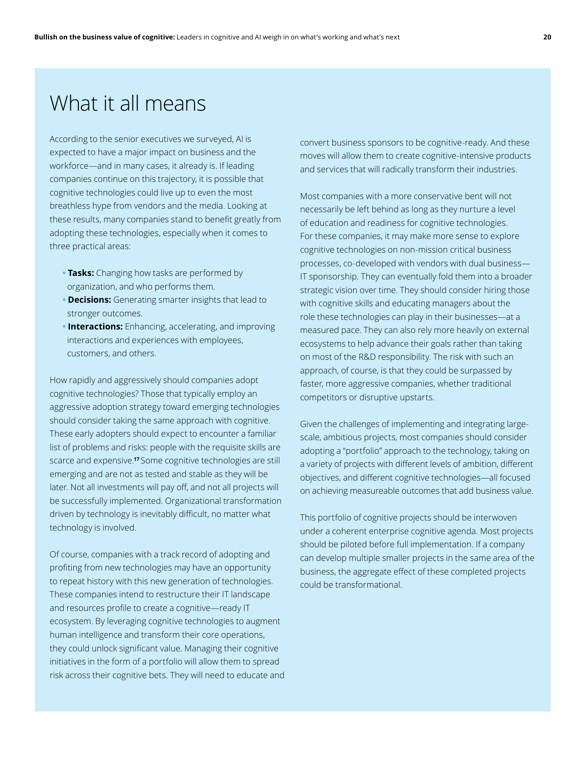# What it all means

According to the senior executives we surveyed, AI is expected to have a major impact on business and the workforce—and in many cases, it already is. If leading companies continue on this trajectory, it is possible that cognitive technologies could live up to even the most breathless hype from vendors and the media. Looking at these results, many companies stand to benefit greatly from adopting these technologies, especially when it comes to three practical areas:

- **Tasks:** Changing how tasks are performed by organization, and who performs them.
- **Decisions:** Generating smarter insights that lead to stronger outcomes.
- **Interactions:** Enhancing, accelerating, and improving interactions and experiences with employees, customers, and others.

How rapidly and aggressively should companies adopt cognitive technologies? Those that typically employ an aggressive adoption strategy toward emerging technologies should consider taking the same approach with cognitive. These early adopters should expect to encounter a familiar list of problems and risks: people with the requisite skills are scarce and expensive.[17] Some cognitive technologies are still emerging and are not as tested and stable as they will be later. Not all investments will pay off, and not all projects will be successfully implemented. Organizational transformation driven by technology is inevitably difficult, no matter what technology is involved.

Of course, companies with a track record of adopting and profiting from new technologies may have an opportunity to repeat history with this new generation of technologies. These companies intend to restructure their IT landscape and resources profile to create a cognitive—ready IT ecosystem. By leveraging cognitive technologies to augment human intelligence and transform their core operations, they could unlock significant value. Managing their cognitive initiatives in the form of a portfolio will allow them to spread risk across their cognitive bets. They will need to educate and convert business sponsors to be cognitive-ready. And these moves will allow them to create cognitive-intensive products and services that will radically transform their industries.

Most companies with a more conservative bent will not necessarily be left behind as long as they nurture a level of education and readiness for cognitive technologies. For these companies, it may make more sense to explore cognitive technologies on non-mission critical business processes, co-developed with vendors with dual business—IT sponsorship. They can eventually fold them into a broader strategic vision over time. They should consider hiring those with cognitive skills and educating managers about the role these technologies can play in their businesses—at a measured pace. They can also rely more heavily on external ecosystems to help advance their goals rather than taking on most of the R&D responsibility. The risk with such an approach, of course, is that they could be surpassed by faster, more aggressive companies, whether traditional competitors or disruptive upstarts.

Given the challenges of implementing and integrating large-scale, ambitious projects, most companies should consider adopting a "portfolio" approach to the technology, taking on a variety of projects with different levels of ambition, different objectives, and different cognitive technologies—all focused on achieving measureable outcomes that add business value.

This portfolio of cognitive projects should be interwoven under a coherent enterprise cognitive agenda. Most projects should be piloted before full implementation. If a company can develop multiple smaller projects in the same area of the business, the aggregate effect of these completed projects could be transformational.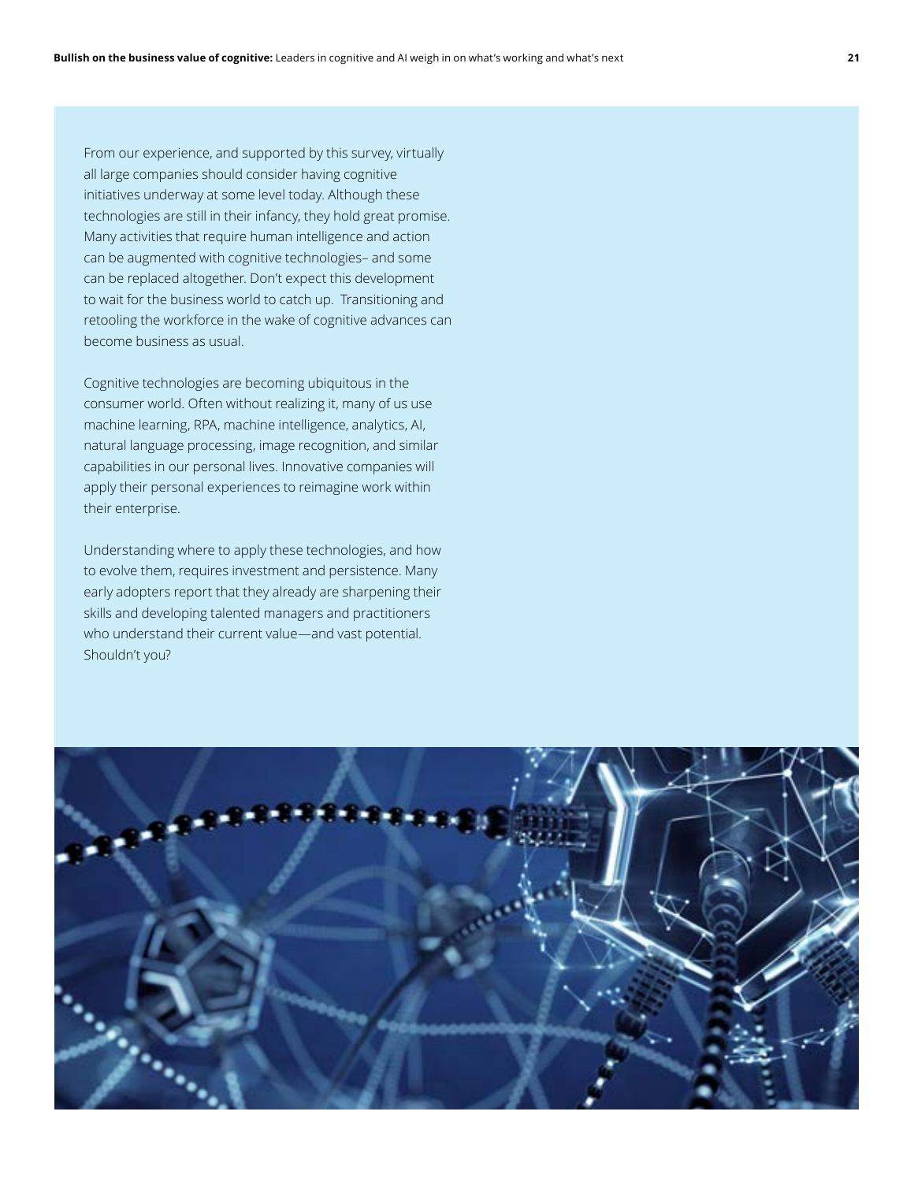From our experience, and supported by this survey, virtually all large companies should consider having cognitive initiatives underway at some level today. Although these technologies are still in their infancy, they hold great promise. Many activities that require human intelligence and action can be augmented with cognitive technologies– and some can be replaced altogether. Don't expect this development to wait for the business world to catch up. Transitioning and retooling the workforce in the wake of cognitive advances can become business as usual.

Cognitive technologies are becoming ubiquitous in the consumer world. Often without realizing it, many of us use machine learning, RPA, machine intelligence, analytics, AI, natural language processing, image recognition, and similar capabilities in our personal lives. Innovative companies will apply their personal experiences to reimagine work within their enterprise.

Understanding where to apply these technologies, and how to evolve them, requires investment and persistence. Many early adopters report that they already are sharpening their skills and developing talented managers and practitioners who understand their current value—and vast potential. Shouldn't you?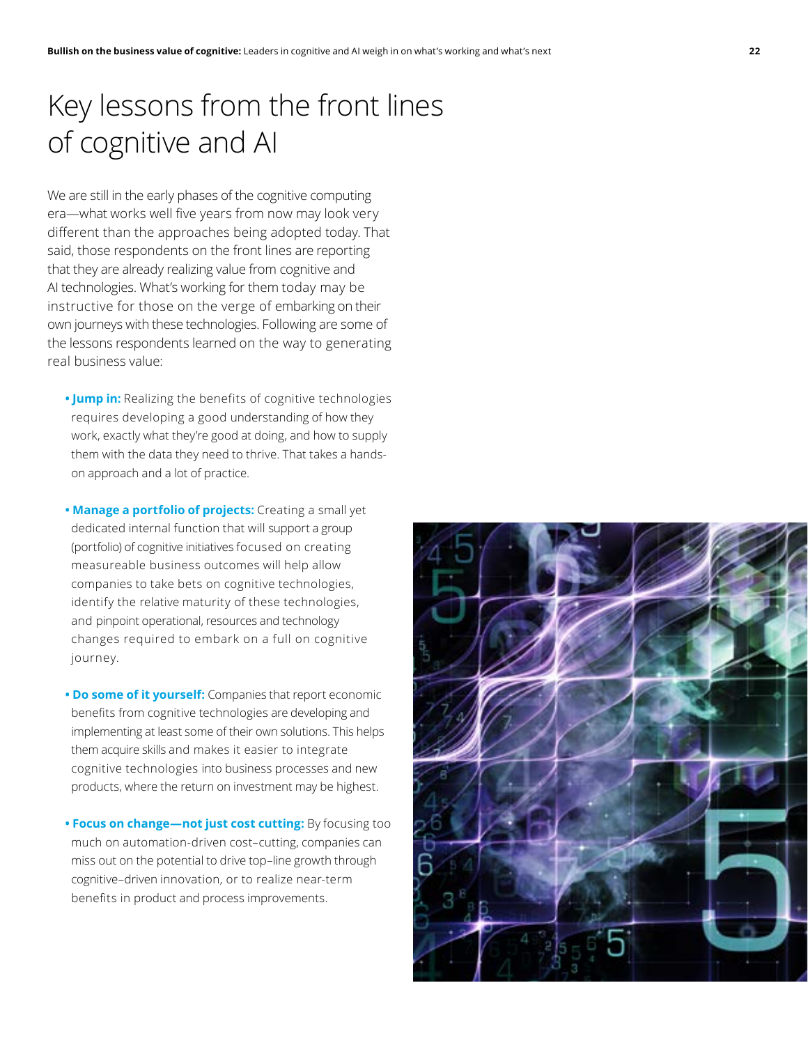# Key lessons from the front lines of cognitive and AI

We are still in the early phases of the cognitive computing era—what works well five years from now may look very different than the approaches being adopted today. That said, those respondents on the front lines are reporting that they are already realizing value from cognitive and AI technologies. What's working for them today may be instructive for those on the verge of embarking on their own journeys with these technologies. Following are some of the lessons respondents learned on the way to generating real business value:

- **Jump in:** Realizing the benefits of cognitive technologies requires developing a good understanding of how they work, exactly what they're good at doing, and how to supply them with the data they need to thrive. That takes a hands-on approach and a lot of practice.

- **Manage a portfolio of projects:** Creating a small yet dedicated internal function that will support a group (portfolio) of cognitive initiatives focused on creating measureable business outcomes will help allow companies to take bets on cognitive technologies, identify the relative maturity of these technologies, and pinpoint operational, resources and technology changes required to embark on a full on cognitive journey.

- **Do some of it yourself:** Companies that report economic benefits from cognitive technologies are developing and implementing at least some of their own solutions. This helps them acquire skills and makes it easier to integrate cognitive technologies into business processes and new products, where the return on investment may be highest.

- **Focus on change—not just cost cutting:** By focusing too much on automation-driven cost–cutting, companies can miss out on the potential to drive top–line growth through cognitive–driven innovation, or to realize near-term benefits in product and process improvements.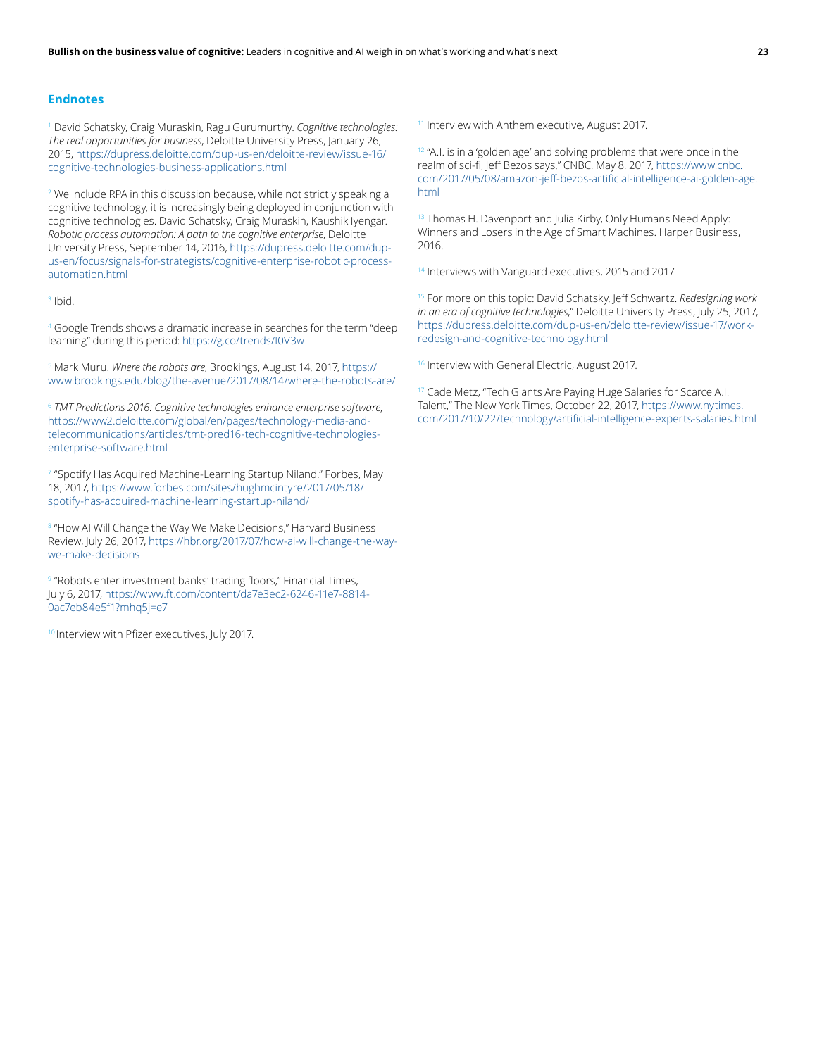## Endnotes

[1] David Schatsky, Craig Muraskin, Ragu Gurumurthy. *Cognitive technologies: The real opportunities for business*, Deloitte University Press, January 26, 2015, https://dupress.deloitte.com/dup-us-en/deloitte-review/issue-16/cognitive-technologies-business-applications.html

[2] We include RPA in this discussion because, while not strictly speaking a cognitive technology, it is increasingly being deployed in conjunction with cognitive technologies. David Schatsky, Craig Muraskin, Kaushik Iyengar. *Robotic process automation: A path to the cognitive enterprise*, Deloitte University Press, September 14, 2016, https://dupress.deloitte.com/dup-us-en/focus/signals-for-strategists/cognitive-enterprise-robotic-process-automation.html

[3] Ibid.

[4] Google Trends shows a dramatic increase in searches for the term "deep learning" during this period: https://g.co/trends/I0V3w

[5] Mark Muru. *Where the robots are*, Brookings, August 14, 2017, https://www.brookings.edu/blog/the-avenue/2017/08/14/where-the-robots-are/

[6] *TMT Predictions 2016: Cognitive technologies enhance enterprise software*, https://www2.deloitte.com/global/en/pages/technology-media-and-telecommunications/articles/tmt-pred16-tech-cognitive-technologies-enterprise-software.html

[7] "Spotify Has Acquired Machine-Learning Startup Niland." Forbes, May 18, 2017, https://www.forbes.com/sites/hughmcintyre/2017/05/18/spotify-has-acquired-machine-learning-startup-niland/

[8] "How AI Will Change the Way We Make Decisions," Harvard Business Review, July 26, 2017, https://hbr.org/2017/07/how-ai-will-change-the-way-we-make-decisions

[9] "Robots enter investment banks' trading floors," Financial Times, July 6, 2017, https://www.ft.com/content/da7e3ec2-6246-11e7-8814-0ac7eb84e5f1?mhq5j=e7

[10] Interview with Pfizer executives, July 2017.

[11] Interview with Anthem executive, August 2017.

[12] "A.I. is in a 'golden age' and solving problems that were once in the realm of sci-fi, Jeff Bezos says," CNBC, May 8, 2017, https://www.cnbc.com/2017/05/08/amazon-jeff-bezos-artificial-intelligence-ai-golden-age.html

[13] Thomas H. Davenport and Julia Kirby, Only Humans Need Apply: Winners and Losers in the Age of Smart Machines. Harper Business, 2016.

[14] Interviews with Vanguard executives, 2015 and 2017.

[15] For more on this topic: David Schatsky, Jeff Schwartz. *Redesigning work in an era of cognitive technologies*," Deloitte University Press, July 25, 2017, https://dupress.deloitte.com/dup-us-en/deloitte-review/issue-17/work-redesign-and-cognitive-technology.html

[16] Interview with General Electric, August 2017.

[17] Cade Metz, "Tech Giants Are Paying Huge Salaries for Scarce A.I. Talent," The New York Times, October 22, 2017, https://www.nytimes.com/2017/10/22/technology/artificial-intelligence-experts-salaries.html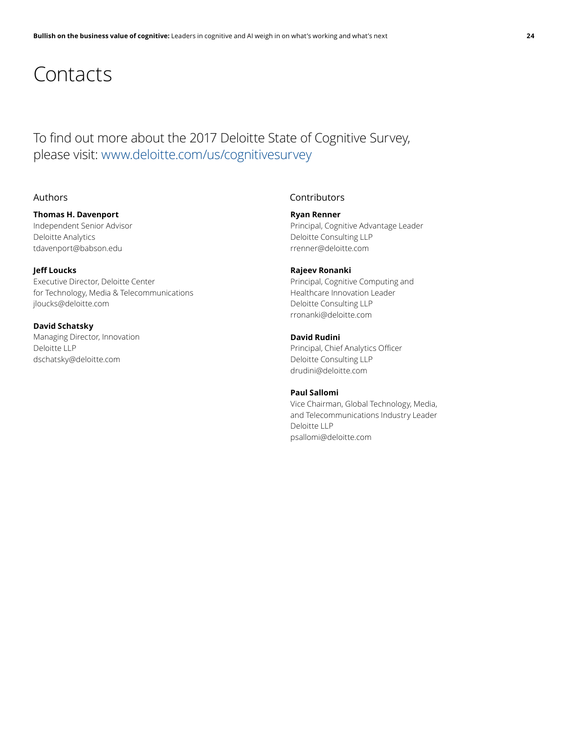# Contacts

To find out more about the 2017 Deloitte State of Cognitive Survey, please visit: www.deloitte.com/us/cognitivesurvey

## Authors

**Thomas H. Davenport**
Independent Senior Advisor
Deloitte Analytics
tdavenport@babson.edu

**Jeff Loucks**
Executive Director, Deloitte Center for Technology, Media & Telecommunications
jloucks@deloitte.com

**David Schatsky**
Managing Director, Innovation
Deloitte LLP
dschatsky@deloitte.com

## Contributors

**Ryan Renner**
Principal, Cognitive Advantage Leader
Deloitte Consulting LLP
rrenner@deloitte.com

**Rajeev Ronanki**
Principal, Cognitive Computing and Healthcare Innovation Leader
Deloitte Consulting LLP
rronanki@deloitte.com

**David Rudini**
Principal, Chief Analytics Officer
Deloitte Consulting LLP
drudini@deloitte.com

**Paul Sallomi**
Vice Chairman, Global Technology, Media, and Telecommunications Industry Leader
Deloitte LLP
psallomi@deloitte.com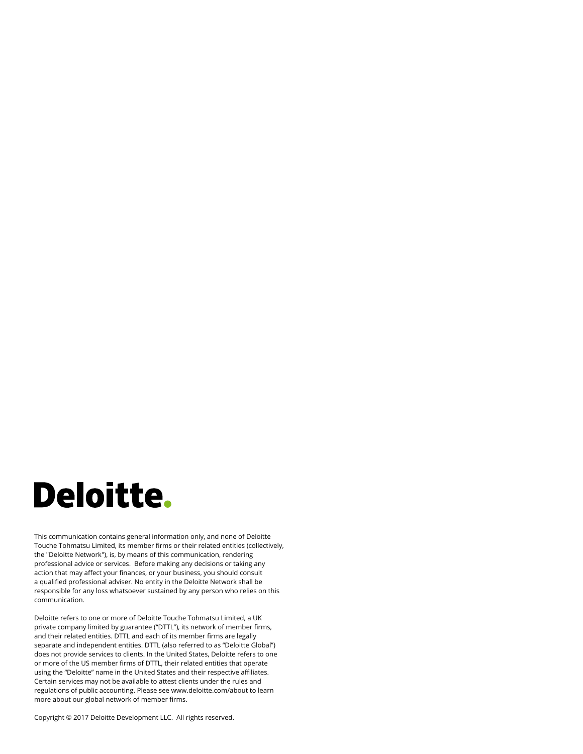Deloitte.

This communication contains general information only, and none of Deloitte Touche Tohmatsu Limited, its member firms or their related entities (collectively, the "Deloitte Network"), is, by means of this communication, rendering professional advice or services. Before making any decisions or taking any action that may affect your finances, or your business, you should consult a qualified professional adviser. No entity in the Deloitte Network shall be responsible for any loss whatsoever sustained by any person who relies on this communication.

Deloitte refers to one or more of Deloitte Touche Tohmatsu Limited, a UK private company limited by guarantee ("DTTL"), its network of member firms, and their related entities. DTTL and each of its member firms are legally separate and independent entities. DTTL (also referred to as "Deloitte Global") does not provide services to clients. In the United States, Deloitte refers to one or more of the US member firms of DTTL, their related entities that operate using the "Deloitte" name in the United States and their respective affiliates. Certain services may not be available to attest clients under the rules and regulations of public accounting. Please see www.deloitte.com/about to learn more about our global network of member firms.

Copyright © 2017 Deloitte Development LLC. All rights reserved.